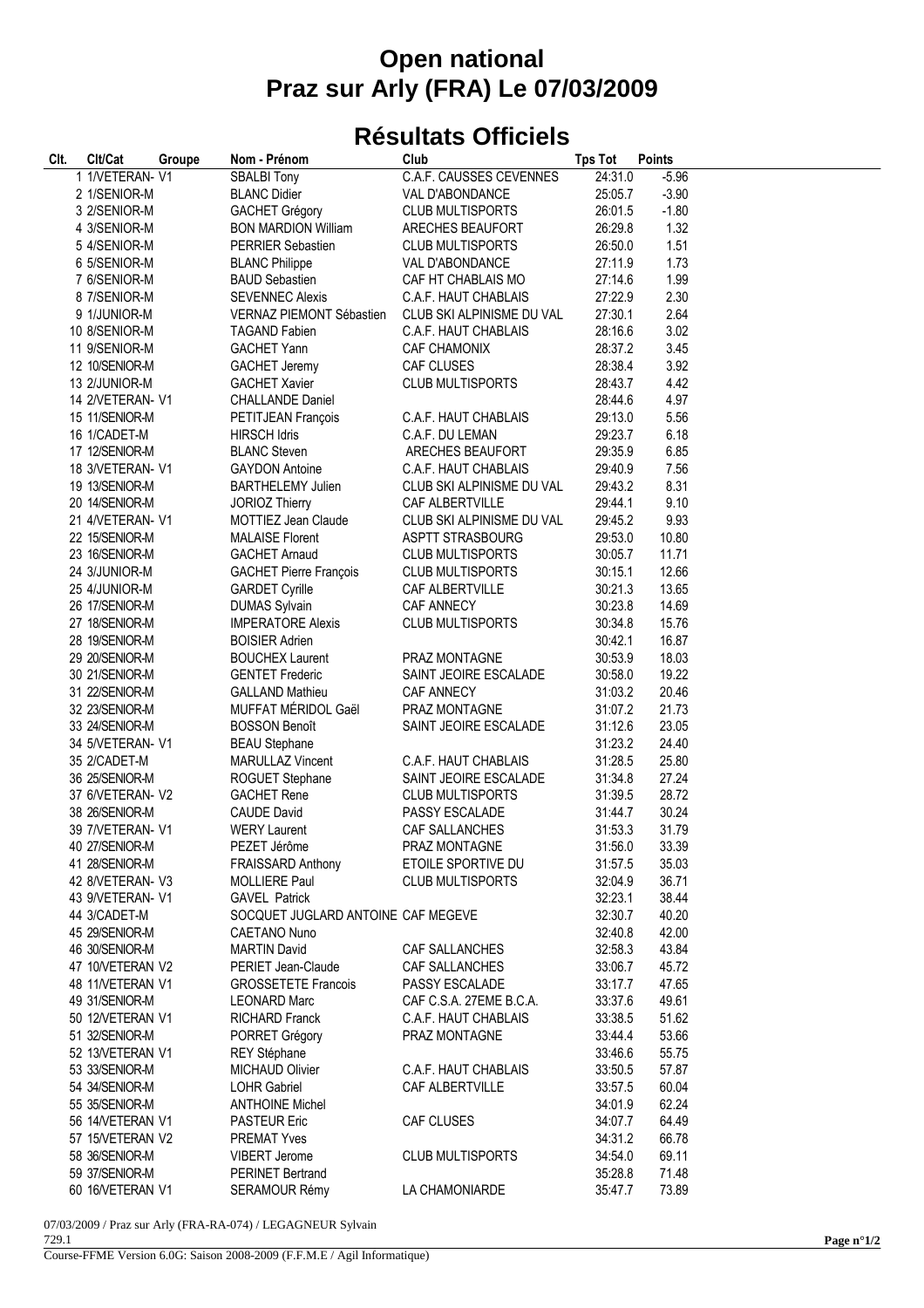# Open national
# Praz sur Arly (FRA) Le 07/03/2009

## Résultats Officiels

| Clt. | Clt/Cat | Groupe | Nom - Prénom | Club | Tps Tot | Points |
|---|---|---|---|---|---|---|
| 1 | 1/VETERAN- V1 | | SBALBI Tony | C.A.F. CAUSSES CEVENNES | 24:31.0 | -5.96 |
| 2 | 1/SENIOR-M | | BLANC Didier | VAL D'ABONDANCE | 25:05.7 | -3.90 |
| 3 | 2/SENIOR-M | | GACHET Grégory | CLUB MULTISPORTS | 26:01.5 | -1.80 |
| 4 | 3/SENIOR-M | | BON MARDION William | ARECHES BEAUFORT | 26:29.8 | 1.32 |
| 5 | 4/SENIOR-M | | PERRIER Sebastien | CLUB MULTISPORTS | 26:50.0 | 1.51 |
| 6 | 5/SENIOR-M | | BLANC Philippe | VAL D'ABONDANCE | 27:11.9 | 1.73 |
| 7 | 6/SENIOR-M | | BAUD Sebastien | CAF HT CHABLAIS MO | 27:14.6 | 1.99 |
| 8 | 7/SENIOR-M | | SEVENNEC Alexis | C.A.F. HAUT CHABLAIS | 27:22.9 | 2.30 |
| 9 | 1/JUNIOR-M | | VERNAZ PIEMONT Sébastien | CLUB SKI ALPINISME DU VAL | 27:30.1 | 2.64 |
| 10 | 8/SENIOR-M | | TAGAND Fabien | C.A.F. HAUT CHABLAIS | 28:16.6 | 3.02 |
| 11 | 9/SENIOR-M | | GACHET Yann | CAF CHAMONIX | 28:37.2 | 3.45 |
| 12 | 10/SENIOR-M | | GACHET Jeremy | CAF CLUSES | 28:38.4 | 3.92 |
| 13 | 2/JUNIOR-M | | GACHET Xavier | CLUB MULTISPORTS | 28:43.7 | 4.42 |
| 14 | 2/VETERAN- V1 | | CHALLANDE Daniel | | 28:44.6 | 4.97 |
| 15 | 11/SENIOR-M | | PETITJEAN François | C.A.F. HAUT CHABLAIS | 29:13.0 | 5.56 |
| 16 | 1/CADET-M | | HIRSCH Idris | C.A.F. DU LEMAN | 29:23.7 | 6.18 |
| 17 | 12/SENIOR-M | | BLANC Steven | ARECHES BEAUFORT | 29:35.9 | 6.85 |
| 18 | 3/VETERAN- V1 | | GAYDON Antoine | C.A.F. HAUT CHABLAIS | 29:40.9 | 7.56 |
| 19 | 13/SENIOR-M | | BARTHELEMY Julien | CLUB SKI ALPINISME DU VAL | 29:43.2 | 8.31 |
| 20 | 14/SENIOR-M | | JORIOZ Thierry | CAF ALBERTVILLE | 29:44.1 | 9.10 |
| 21 | 4/VETERAN- V1 | | MOTTIEZ Jean Claude | CLUB SKI ALPINISME DU VAL | 29:45.2 | 9.93 |
| 22 | 15/SENIOR-M | | MALAISE Florent | ASPTT STRASBOURG | 29:53.0 | 10.80 |
| 23 | 16/SENIOR-M | | GACHET Arnaud | CLUB MULTISPORTS | 30:05.7 | 11.71 |
| 24 | 3/JUNIOR-M | | GACHET Pierre François | CLUB MULTISPORTS | 30:15.1 | 12.66 |
| 25 | 4/JUNIOR-M | | GARDET Cyrille | CAF ALBERTVILLE | 30:21.3 | 13.65 |
| 26 | 17/SENIOR-M | | DUMAS Sylvain | CAF ANNECY | 30:23.8 | 14.69 |
| 27 | 18/SENIOR-M | | IMPERATORE Alexis | CLUB MULTISPORTS | 30:34.8 | 15.76 |
| 28 | 19/SENIOR-M | | BOISIER Adrien | | 30:42.1 | 16.87 |
| 29 | 20/SENIOR-M | | BOUCHEX Laurent | PRAZ MONTAGNE | 30:53.9 | 18.03 |
| 30 | 21/SENIOR-M | | GENTET Frederic | SAINT JEOIRE ESCALADE | 30:58.0 | 19.22 |
| 31 | 22/SENIOR-M | | GALLAND Mathieu | CAF ANNECY | 31:03.2 | 20.46 |
| 32 | 23/SENIOR-M | | MUFFAT MÉRIDOL Gaël | PRAZ MONTAGNE | 31:07.2 | 21.73 |
| 33 | 24/SENIOR-M | | BOSSON Benoît | SAINT JEOIRE ESCALADE | 31:12.6 | 23.05 |
| 34 | 5/VETERAN- V1 | | BEAU Stephane | | 31:23.2 | 24.40 |
| 35 | 2/CADET-M | | MARULLAZ Vincent | C.A.F. HAUT CHABLAIS | 31:28.5 | 25.80 |
| 36 | 25/SENIOR-M | | ROGUET Stephane | SAINT JEOIRE ESCALADE | 31:34.8 | 27.24 |
| 37 | 6/VETERAN- V2 | | GACHET Rene | CLUB MULTISPORTS | 31:39.5 | 28.72 |
| 38 | 26/SENIOR-M | | CAUDE David | PASSY ESCALADE | 31:44.7 | 30.24 |
| 39 | 7/VETERAN- V1 | | WERY Laurent | CAF SALLANCHES | 31:53.3 | 31.79 |
| 40 | 27/SENIOR-M | | PEZET Jérôme | PRAZ MONTAGNE | 31:56.0 | 33.39 |
| 41 | 28/SENIOR-M | | FRAISSARD Anthony | ETOILE SPORTIVE DU | 31:57.5 | 35.03 |
| 42 | 8/VETERAN- V3 | | MOLLIERE Paul | CLUB MULTISPORTS | 32:04.9 | 36.71 |
| 43 | 9/VETERAN- V1 | | GAVEL Patrick | | 32:23.1 | 38.44 |
| 44 | 3/CADET-M | | SOCQUET JUGLARD ANTOINE | CAF MEGEVE | 32:30.7 | 40.20 |
| 45 | 29/SENIOR-M | | CAETANO Nuno | | 32:40.8 | 42.00 |
| 46 | 30/SENIOR-M | | MARTIN David | CAF SALLANCHES | 32:58.3 | 43.84 |
| 47 | 10/VETERAN V2 | | PERIET Jean-Claude | CAF SALLANCHES | 33:06.7 | 45.72 |
| 48 | 11/VETERAN V1 | | GROSSETETE Francois | PASSY ESCALADE | 33:17.7 | 47.65 |
| 49 | 31/SENIOR-M | | LEONARD Marc | CAF C.S.A. 27EME B.C.A. | 33:37.6 | 49.61 |
| 50 | 12/VETERAN V1 | | RICHARD Franck | C.A.F. HAUT CHABLAIS | 33:38.5 | 51.62 |
| 51 | 32/SENIOR-M | | PORRET Grégory | PRAZ MONTAGNE | 33:44.4 | 53.66 |
| 52 | 13/VETERAN V1 | | REY Stéphane | | 33:46.6 | 55.75 |
| 53 | 33/SENIOR-M | | MICHAUD Olivier | C.A.F. HAUT CHABLAIS | 33:50.5 | 57.87 |
| 54 | 34/SENIOR-M | | LOHR Gabriel | CAF ALBERTVILLE | 33:57.5 | 60.04 |
| 55 | 35/SENIOR-M | | ANTHOINE Michel | | 34:01.9 | 62.24 |
| 56 | 14/VETERAN V1 | | PASTEUR Eric | CAF CLUSES | 34:07.7 | 64.49 |
| 57 | 15/VETERAN V2 | | PREMAT Yves | | 34:31.2 | 66.78 |
| 58 | 36/SENIOR-M | | VIBERT Jerome | CLUB MULTISPORTS | 34:54.0 | 69.11 |
| 59 | 37/SENIOR-M | | PERINET Bertrand | | 35:28.8 | 71.48 |
| 60 | 16/VETERAN V1 | | SERAMOUR Rémy | LA CHAMONIARDE | 35:47.7 | 73.89 |

07/03/2009 / Praz sur Arly (FRA-RA-074) / LEGAGNEUR Sylvain
729.1

Course-FFME Version 6.0G: Saison 2008-2009 (F.F.M.E / Agil Informatique)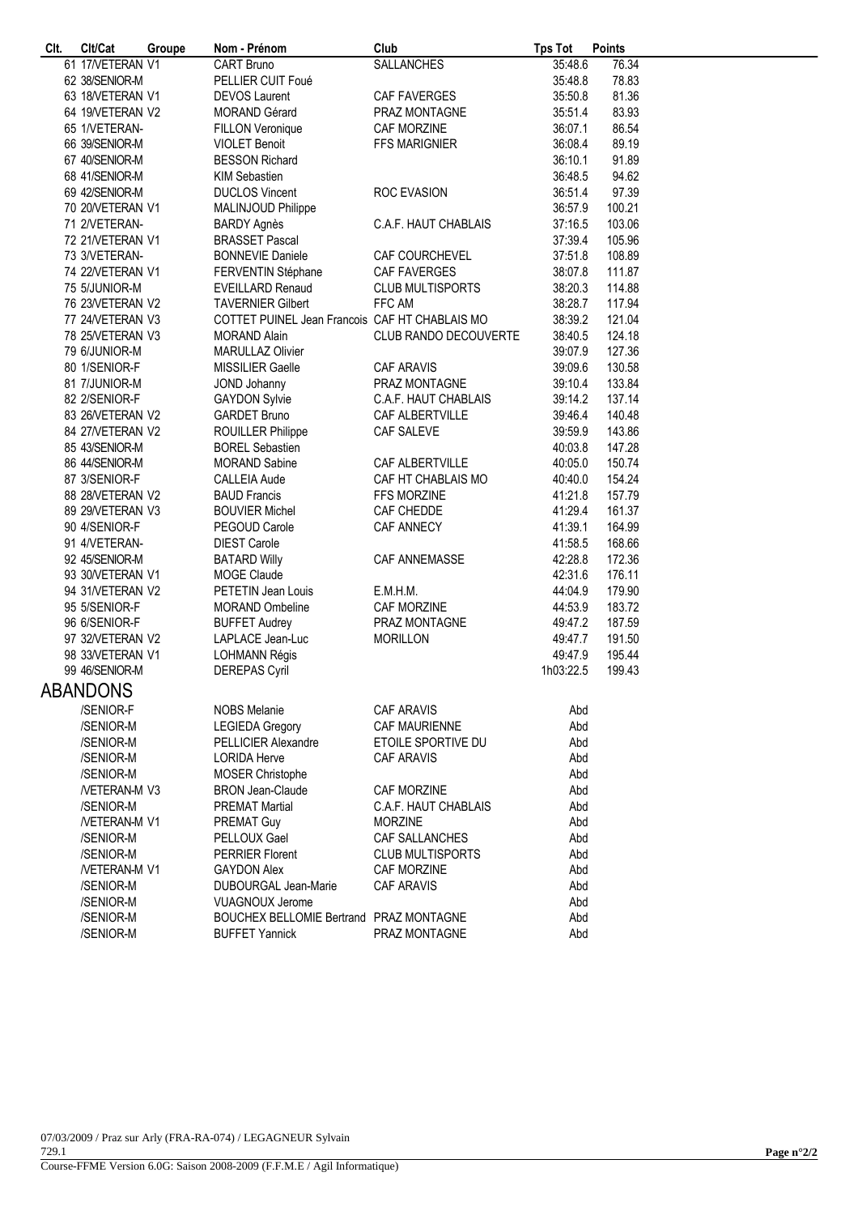| Clt. | Clt/Cat | Groupe | Nom - Prénom | Club | Tps Tot | Points |
|---|---|---|---|---|---|---|
| 61 | 17/VETERAN V1 | | CART Bruno | SALLANCHES | 35:48.6 | 76.34 |
| 62 | 38/SENIOR-M | | PELLIER CUIT Foué | | 35:48.8 | 78.83 |
| 63 | 18/VETERAN V1 | | DEVOS Laurent | CAF FAVERGES | 35:50.8 | 81.36 |
| 64 | 19/VETERAN V2 | | MORAND Gérard | PRAZ MONTAGNE | 35:51.4 | 83.93 |
| 65 | 1/VETERAN- | | FILLON Veronique | CAF MORZINE | 36:07.1 | 86.54 |
| 66 | 39/SENIOR-M | | VIOLET Benoit | FFS MARIGNIER | 36:08.4 | 89.19 |
| 67 | 40/SENIOR-M | | BESSON Richard | | 36:10.1 | 91.89 |
| 68 | 41/SENIOR-M | | KIM Sebastien | | 36:48.5 | 94.62 |
| 69 | 42/SENIOR-M | | DUCLOS Vincent | ROC EVASION | 36:51.4 | 97.39 |
| 70 | 20/VETERAN V1 | | MALINJOUD Philippe | | 36:57.9 | 100.21 |
| 71 | 2/VETERAN- | | BARDY Agnès | C.A.F. HAUT CHABLAIS | 37:16.5 | 103.06 |
| 72 | 21/VETERAN V1 | | BRASSET Pascal | | 37:39.4 | 105.96 |
| 73 | 3/VETERAN- | | BONNEVIE Daniele | CAF COURCHEVEL | 37:51.8 | 108.89 |
| 74 | 22/VETERAN V1 | | FERVENTIN Stéphane | CAF FAVERGES | 38:07.8 | 111.87 |
| 75 | 5/JUNIOR-M | | EVEILLARD Renaud | CLUB MULTISPORTS | 38:20.3 | 114.88 |
| 76 | 23/VETERAN V2 | | TAVERNIER Gilbert | FFC AM | 38:28.7 | 117.94 |
| 77 | 24/VETERAN V3 | | COTTET PUINEL Jean Francois | CAF HT CHABLAIS MO | 38:39.2 | 121.04 |
| 78 | 25/VETERAN V3 | | MORAND Alain | CLUB RANDO DECOUVERTE | 38:40.5 | 124.18 |
| 79 | 6/JUNIOR-M | | MARULLAZ Olivier | | 39:07.9 | 127.36 |
| 80 | 1/SENIOR-F | | MISSILIER Gaelle | CAF ARAVIS | 39:09.6 | 130.58 |
| 81 | 7/JUNIOR-M | | JOND Johanny | PRAZ MONTAGNE | 39:10.4 | 133.84 |
| 82 | 2/SENIOR-F | | GAYDON Sylvie | C.A.F. HAUT CHABLAIS | 39:14.2 | 137.14 |
| 83 | 26/VETERAN V2 | | GARDET Bruno | CAF ALBERTVILLE | 39:46.4 | 140.48 |
| 84 | 27/VETERAN V2 | | ROUILLER Philippe | CAF SALEVE | 39:59.9 | 143.86 |
| 85 | 43/SENIOR-M | | BOREL Sebastien | | 40:03.8 | 147.28 |
| 86 | 44/SENIOR-M | | MORAND Sabine | CAF ALBERTVILLE | 40:05.0 | 150.74 |
| 87 | 3/SENIOR-F | | CALLEIA Aude | CAF HT CHABLAIS MO | 40:40.0 | 154.24 |
| 88 | 28/VETERAN V2 | | BAUD Francis | FFS MORZINE | 41:21.8 | 157.79 |
| 89 | 29/VETERAN V3 | | BOUVIER Michel | CAF CHEDDE | 41:29.4 | 161.37 |
| 90 | 4/SENIOR-F | | PEGOUD Carole | CAF ANNECY | 41:39.1 | 164.99 |
| 91 | 4/VETERAN- | | DIEST Carole | | 41:58.5 | 168.66 |
| 92 | 45/SENIOR-M | | BATARD Willy | CAF ANNEMASSE | 42:28.8 | 172.36 |
| 93 | 30/VETERAN V1 | | MOGE Claude | | 42:31.6 | 176.11 |
| 94 | 31/VETERAN V2 | | PETETIN Jean Louis | E.M.H.M. | 44:04.9 | 179.90 |
| 95 | 5/SENIOR-F | | MORAND Ombeline | CAF MORZINE | 44:53.9 | 183.72 |
| 96 | 6/SENIOR-F | | BUFFET Audrey | PRAZ MONTAGNE | 49:47.2 | 187.59 |
| 97 | 32/VETERAN V2 | | LAPLACE Jean-Luc | MORILLON | 49:47.7 | 191.50 |
| 98 | 33/VETERAN V1 | | LOHMANN Régis | | 49:47.9 | 195.44 |
| 99 | 46/SENIOR-M | | DEREPAS Cyril | | 1h03:22.5 | 199.43 |

## ABANDONS

| Clt. | Clt/Cat | Groupe | Nom - Prénom | Club | Tps Tot | Points |
|---|---|---|---|---|---|---|
| | /SENIOR-F | | NOBS Melanie | CAF ARAVIS | Abd | |
| | /SENIOR-M | | LEGIEDA Gregory | CAF MAURIENNE | Abd | |
| | /SENIOR-M | | PELLICIER Alexandre | ETOILE SPORTIVE DU | Abd | |
| | /SENIOR-M | | LORIDA Herve | CAF ARAVIS | Abd | |
| | /SENIOR-M | | MOSER Christophe | | Abd | |
| | /VETERAN-M V3 | | BRON Jean-Claude | CAF MORZINE | Abd | |
| | /SENIOR-M | | PREMAT Martial | C.A.F. HAUT CHABLAIS | Abd | |
| | /VETERAN-M V1 | | PREMAT Guy | MORZINE | Abd | |
| | /SENIOR-M | | PELLOUX Gael | CAF SALLANCHES | Abd | |
| | /SENIOR-M | | PERRIER Florent | CLUB MULTISPORTS | Abd | |
| | /VETERAN-M V1 | | GAYDON Alex | CAF MORZINE | Abd | |
| | /SENIOR-M | | DUBOURGAL Jean-Marie | CAF ARAVIS | Abd | |
| | /SENIOR-M | | VUAGNOUX Jerome | | Abd | |
| | /SENIOR-M | | BOUCHEX BELLOMIE Bertrand | PRAZ MONTAGNE | Abd | |
| | /SENIOR-M | | BUFFET Yannick | PRAZ MONTAGNE | Abd | |

07/03/2009 / Praz sur Arly (FRA-RA-074) / LEGAGNEUR Sylvain
729.1
Course-FFME Version 6.0G: Saison 2008-2009 (F.F.M.E / Agil Informatique)